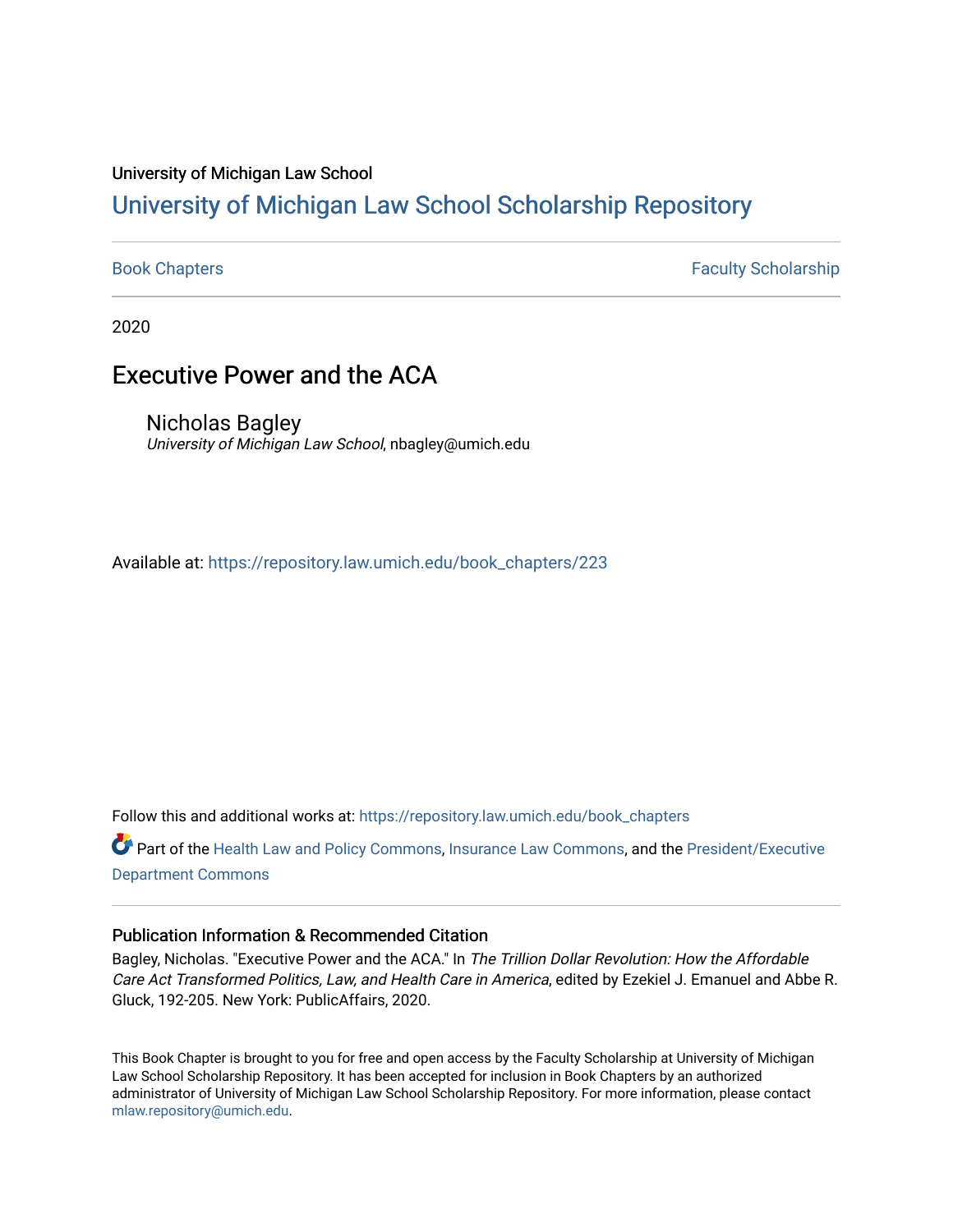University of Michigan Law School

# University of Michigan Law School Scholarship Repository

Book Chapters | Faculty Scholarship

2020

## Executive Power and the ACA

Nicholas Bagley
*University of Michigan Law School*, nbagley@umich.edu

Available at: https://repository.law.umich.edu/book_chapters/223

Follow this and additional works at: https://repository.law.umich.edu/book_chapters

Part of the Health Law and Policy Commons, Insurance Law Commons, and the President/Executive Department Commons

### Publication Information & Recommended Citation

Bagley, Nicholas. "Executive Power and the ACA." In *The Trillion Dollar Revolution: How the Affordable Care Act Transformed Politics, Law, and Health Care in America*, edited by Ezekiel J. Emanuel and Abbe R. Gluck, 192-205. New York: PublicAffairs, 2020.

This Book Chapter is brought to you for free and open access by the Faculty Scholarship at University of Michigan Law School Scholarship Repository. It has been accepted for inclusion in Book Chapters by an authorized administrator of University of Michigan Law School Scholarship Repository. For more information, please contact mlaw.repository@umich.edu.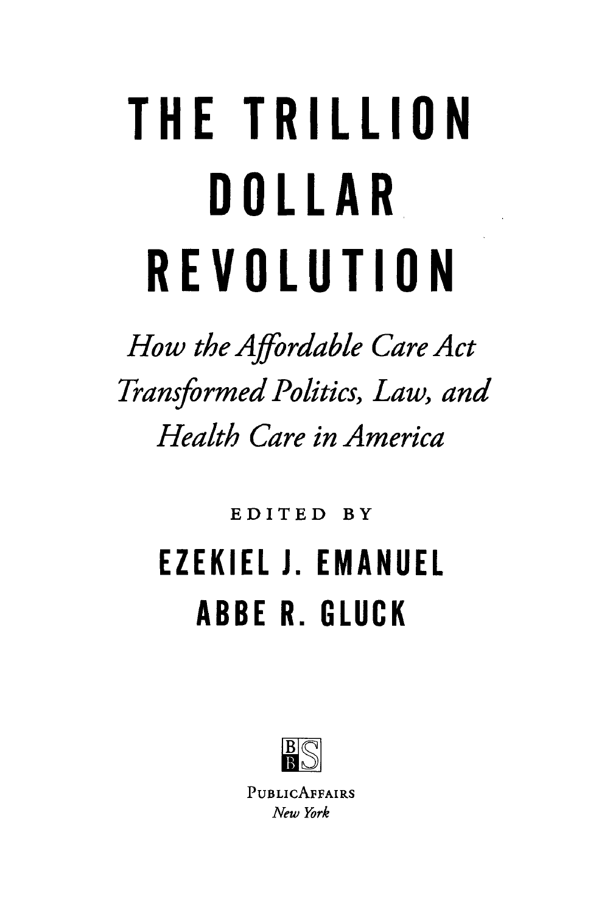# THE TRILLION DOLLAR REVOLUTION

*How the Affordable Care Act Transformed Politics, Law, and Health Care in America*

EDITED BY

## EZEKIEL J. EMANUEL
## ABBE R. GLUCK

PUBLICAFFAIRS
*New York*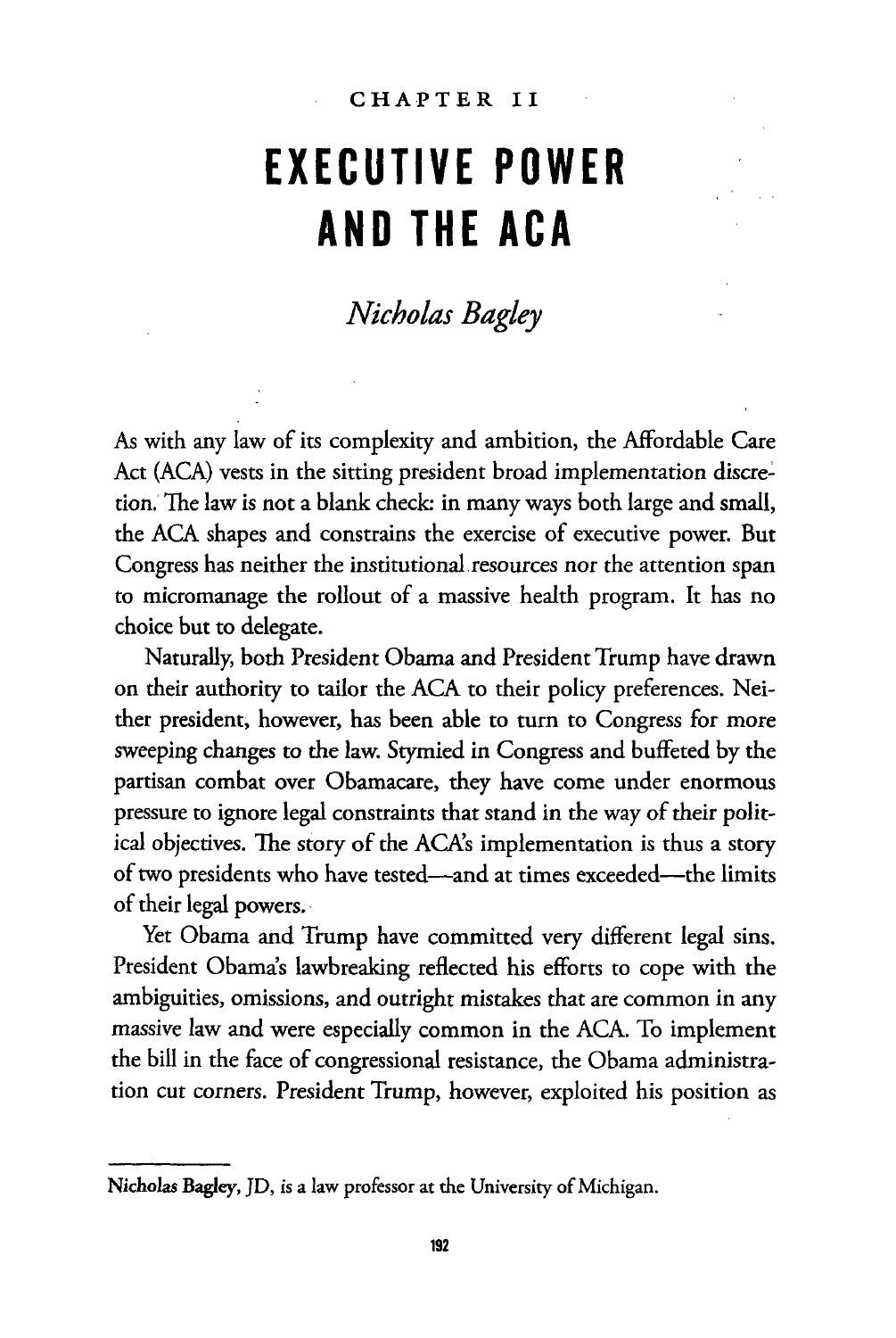CHAPTER II

# EXECUTIVE POWER AND THE ACA

*Nicholas Bagley*

As with any law of its complexity and ambition, the Affordable Care Act (ACA) vests in the sitting president broad implementation discretion. The law is not a blank check: in many ways both large and small, the ACA shapes and constrains the exercise of executive power. But Congress has neither the institutional resources nor the attention span to micromanage the rollout of a massive health program. It has no choice but to delegate.

Naturally, both President Obama and President Trump have drawn on their authority to tailor the ACA to their policy preferences. Neither president, however, has been able to turn to Congress for more sweeping changes to the law. Stymied in Congress and buffeted by the partisan combat over Obamacare, they have come under enormous pressure to ignore legal constraints that stand in the way of their political objectives. The story of the ACA's implementation is thus a story of two presidents who have tested—and at times exceeded—the limits of their legal powers.

Yet Obama and Trump have committed very different legal sins. President Obama's lawbreaking reflected his efforts to cope with the ambiguities, omissions, and outright mistakes that are common in any massive law and were especially common in the ACA. To implement the bill in the face of congressional resistance, the Obama administration cut corners. President Trump, however, exploited his position as

---

**Nicholas Bagley**, JD, is a law professor at the University of Michigan.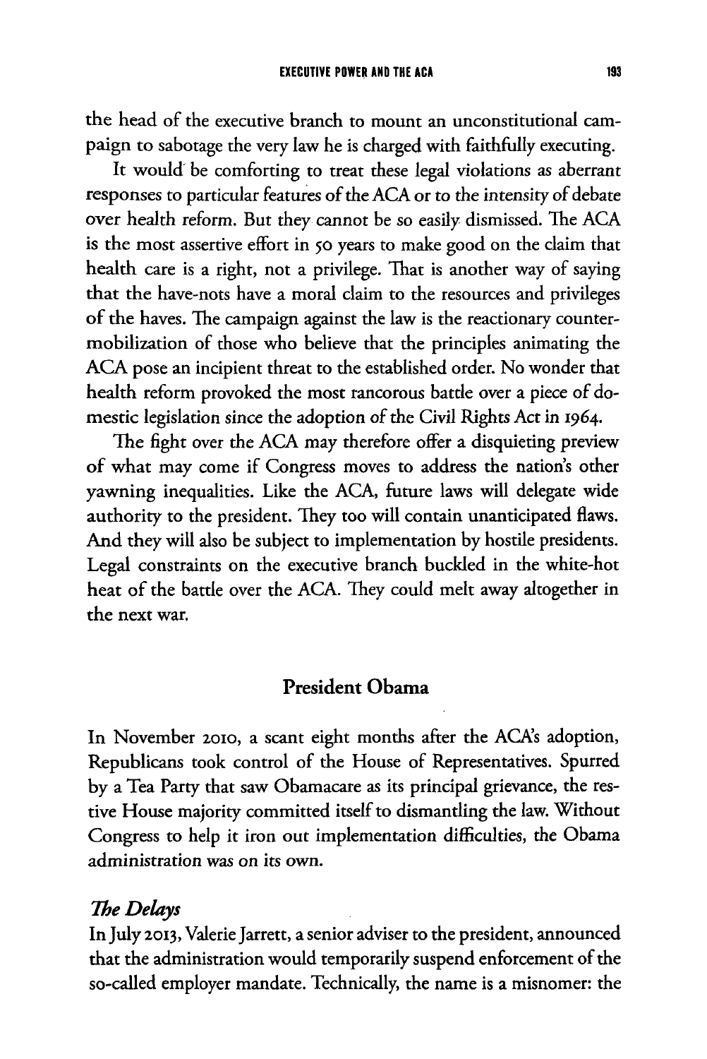the head of the executive branch to mount an unconstitutional campaign to sabotage the very law he is charged with faithfully executing.

It would be comforting to treat these legal violations as aberrant responses to particular features of the ACA or to the intensity of debate over health reform. But they cannot be so easily dismissed. The ACA is the most assertive effort in 50 years to make good on the claim that health care is a right, not a privilege. That is another way of saying that the have-nots have a moral claim to the resources and privileges of the haves. The campaign against the law is the reactionary countermobilization of those who believe that the principles animating the ACA pose an incipient threat to the established order. No wonder that health reform provoked the most rancorous battle over a piece of domestic legislation since the adoption of the Civil Rights Act in 1964.

The fight over the ACA may therefore offer a disquieting preview of what may come if Congress moves to address the nation's other yawning inequalities. Like the ACA, future laws will delegate wide authority to the president. They too will contain unanticipated flaws. And they will also be subject to implementation by hostile presidents. Legal constraints on the executive branch buckled in the white-hot heat of the battle over the ACA. They could melt away altogether in the next war.

## President Obama

In November 2010, a scant eight months after the ACA's adoption, Republicans took control of the House of Representatives. Spurred by a Tea Party that saw Obamacare as its principal grievance, the restive House majority committed itself to dismantling the law. Without Congress to help it iron out implementation difficulties, the Obama administration was on its own.

### *The Delays*

In July 2013, Valerie Jarrett, a senior adviser to the president, announced that the administration would temporarily suspend enforcement of the so-called employer mandate. Technically, the name is a misnomer: the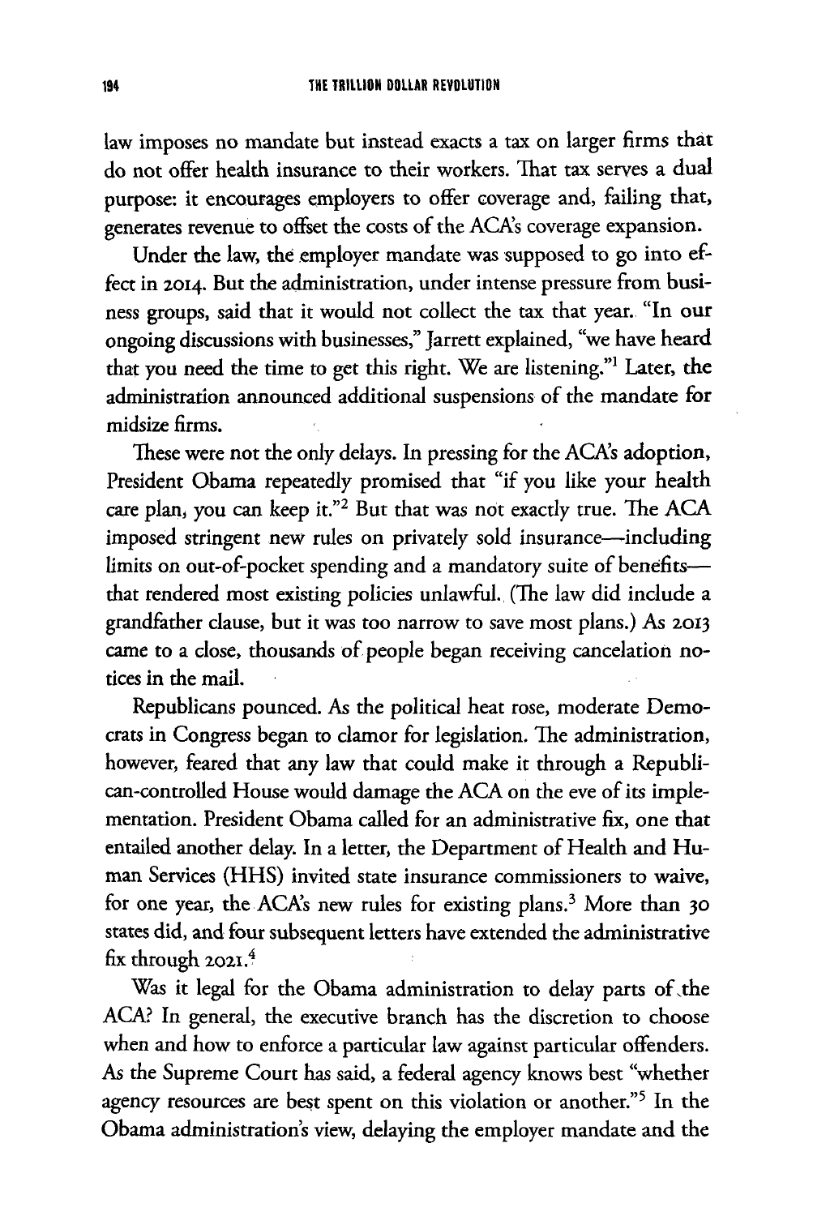law imposes no mandate but instead exacts a tax on larger firms that do not offer health insurance to their workers. That tax serves a dual purpose: it encourages employers to offer coverage and, failing that, generates revenue to offset the costs of the ACA's coverage expansion.

Under the law, the employer mandate was supposed to go into effect in 2014. But the administration, under intense pressure from business groups, said that it would not collect the tax that year. "In our ongoing discussions with businesses," Jarrett explained, "we have heard that you need the time to get this right. We are listening."[1] Later, the administration announced additional suspensions of the mandate for midsize firms.

These were not the only delays. In pressing for the ACA's adoption, President Obama repeatedly promised that "if you like your health care plan, you can keep it."[2] But that was not exactly true. The ACA imposed stringent new rules on privately sold insurance—including limits on out-of-pocket spending and a mandatory suite of benefits—that rendered most existing policies unlawful. (The law did include a grandfather clause, but it was too narrow to save most plans.) As 2013 came to a close, thousands of people began receiving cancelation notices in the mail.

Republicans pounced. As the political heat rose, moderate Democrats in Congress began to clamor for legislation. The administration, however, feared that any law that could make it through a Republican-controlled House would damage the ACA on the eve of its implementation. President Obama called for an administrative fix, one that entailed another delay. In a letter, the Department of Health and Human Services (HHS) invited state insurance commissioners to waive, for one year, the ACA's new rules for existing plans.[3] More than 30 states did, and four subsequent letters have extended the administrative fix through 2021.[4]

Was it legal for the Obama administration to delay parts of the ACA? In general, the executive branch has the discretion to choose when and how to enforce a particular law against particular offenders. As the Supreme Court has said, a federal agency knows best "whether agency resources are best spent on this violation or another."[5] In the Obama administration's view, delaying the employer mandate and the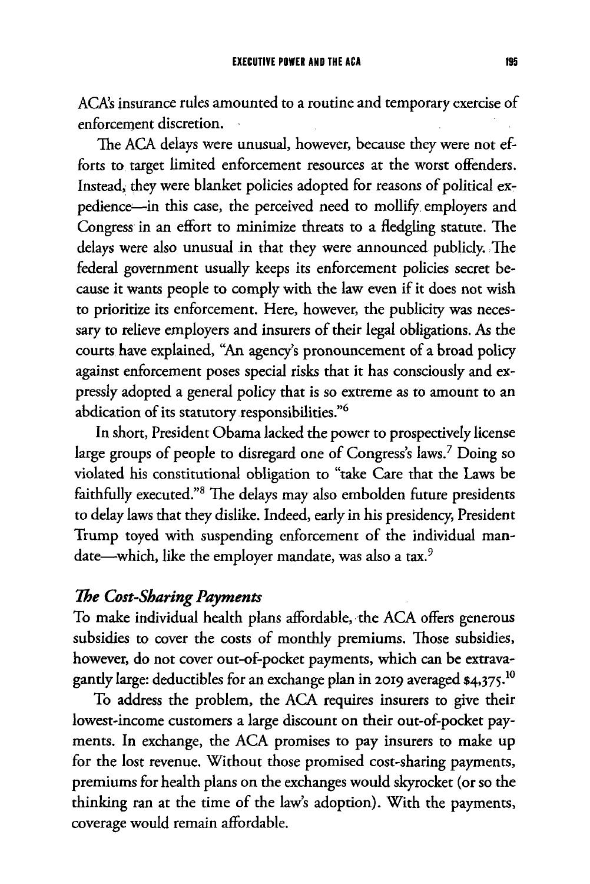ACA's insurance rules amounted to a routine and temporary exercise of enforcement discretion.

The ACA delays were unusual, however, because they were not efforts to target limited enforcement resources at the worst offenders. Instead, they were blanket policies adopted for reasons of political expedience—in this case, the perceived need to mollify employers and Congress in an effort to minimize threats to a fledgling statute. The delays were also unusual in that they were announced publicly. The federal government usually keeps its enforcement policies secret because it wants people to comply with the law even if it does not wish to prioritize its enforcement. Here, however, the publicity was necessary to relieve employers and insurers of their legal obligations. As the courts have explained, "An agency's pronouncement of a broad policy against enforcement poses special risks that it has consciously and expressly adopted a general policy that is so extreme as to amount to an abdication of its statutory responsibilities."[6]

In short, President Obama lacked the power to prospectively license large groups of people to disregard one of Congress's laws.[7] Doing so violated his constitutional obligation to "take Care that the Laws be faithfully executed."[8] The delays may also embolden future presidents to delay laws that they dislike. Indeed, early in his presidency, President Trump toyed with suspending enforcement of the individual mandate—which, like the employer mandate, was also a tax.[9]

### *The Cost-Sharing Payments*

To make individual health plans affordable, the ACA offers generous subsidies to cover the costs of monthly premiums. Those subsidies, however, do not cover out-of-pocket payments, which can be extravagantly large: deductibles for an exchange plan in 2019 averaged $4,375.[10]

To address the problem, the ACA requires insurers to give their lowest-income customers a large discount on their out-of-pocket payments. In exchange, the ACA promises to pay insurers to make up for the lost revenue. Without those promised cost-sharing payments, premiums for health plans on the exchanges would skyrocket (or so the thinking ran at the time of the law's adoption). With the payments, coverage would remain affordable.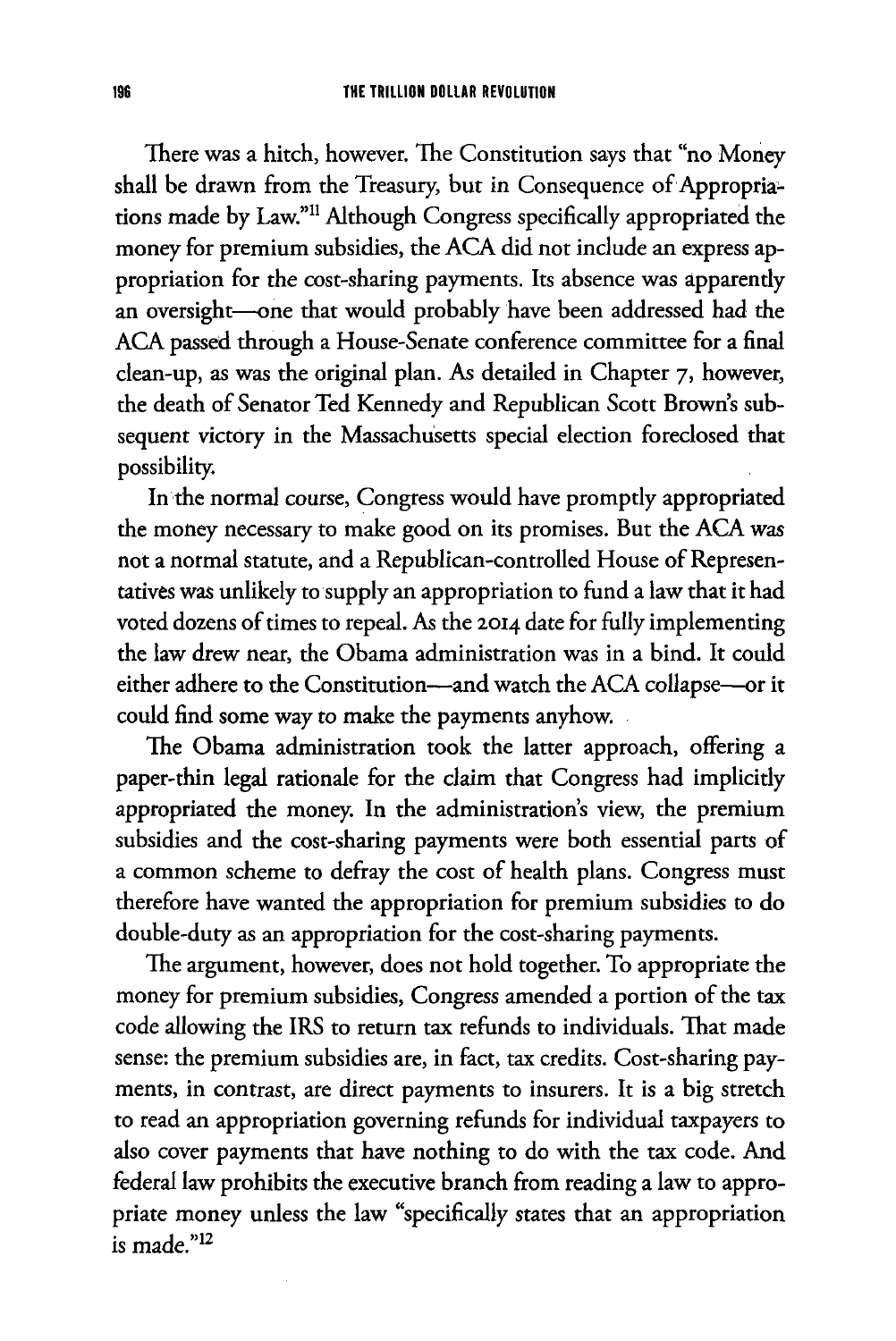There was a hitch, however. The Constitution says that "no Money shall be drawn from the Treasury, but in Consequence of Appropriations made by Law."[11] Although Congress specifically appropriated the money for premium subsidies, the ACA did not include an express appropriation for the cost-sharing payments. Its absence was apparently an oversight—one that would probably have been addressed had the ACA passed through a House-Senate conference committee for a final clean-up, as was the original plan. As detailed in Chapter 7, however, the death of Senator Ted Kennedy and Republican Scott Brown's subsequent victory in the Massachusetts special election foreclosed that possibility.

In the normal course, Congress would have promptly appropriated the money necessary to make good on its promises. But the ACA was not a normal statute, and a Republican-controlled House of Representatives was unlikely to supply an appropriation to fund a law that it had voted dozens of times to repeal. As the 2014 date for fully implementing the law drew near, the Obama administration was in a bind. It could either adhere to the Constitution—and watch the ACA collapse—or it could find some way to make the payments anyhow.

The Obama administration took the latter approach, offering a paper-thin legal rationale for the claim that Congress had implicitly appropriated the money. In the administration's view, the premium subsidies and the cost-sharing payments were both essential parts of a common scheme to defray the cost of health plans. Congress must therefore have wanted the appropriation for premium subsidies to do double-duty as an appropriation for the cost-sharing payments.

The argument, however, does not hold together. To appropriate the money for premium subsidies, Congress amended a portion of the tax code allowing the IRS to return tax refunds to individuals. That made sense: the premium subsidies are, in fact, tax credits. Cost-sharing payments, in contrast, are direct payments to insurers. It is a big stretch to read an appropriation governing refunds for individual taxpayers to also cover payments that have nothing to do with the tax code. And federal law prohibits the executive branch from reading a law to appropriate money unless the law "specifically states that an appropriation is made."[12]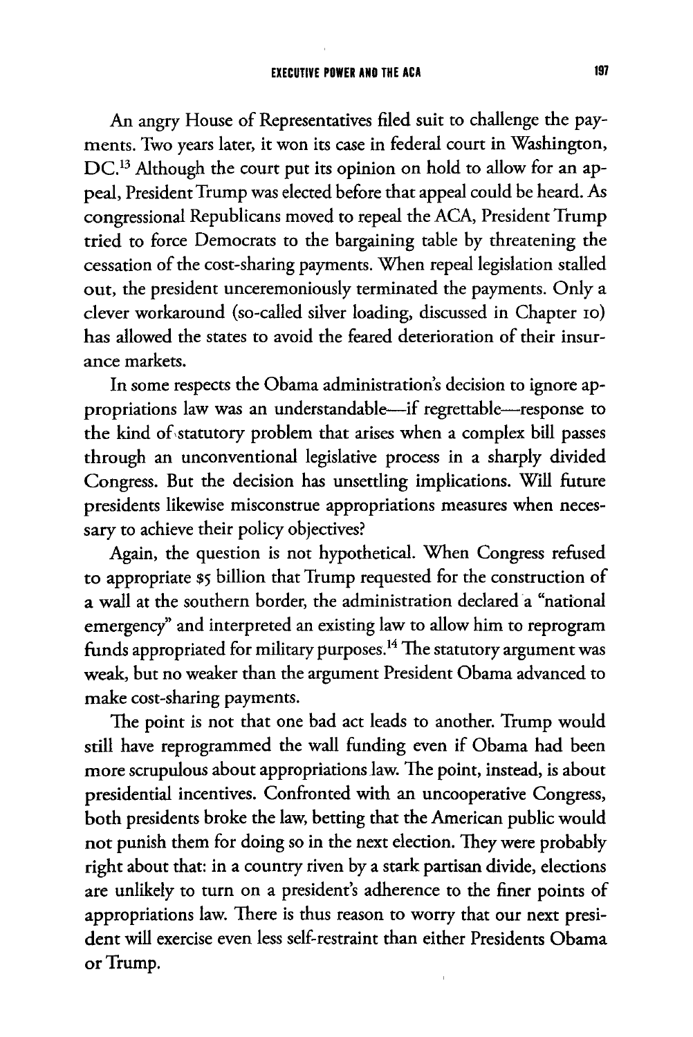An angry House of Representatives filed suit to challenge the payments. Two years later, it won its case in federal court in Washington, DC.[13] Although the court put its opinion on hold to allow for an appeal, President Trump was elected before that appeal could be heard. As congressional Republicans moved to repeal the ACA, President Trump tried to force Democrats to the bargaining table by threatening the cessation of the cost-sharing payments. When repeal legislation stalled out, the president unceremoniously terminated the payments. Only a clever workaround (so-called silver loading, discussed in Chapter 10) has allowed the states to avoid the feared deterioration of their insurance markets.

In some respects the Obama administration's decision to ignore appropriations law was an understandable—if regrettable—response to the kind of statutory problem that arises when a complex bill passes through an unconventional legislative process in a sharply divided Congress. But the decision has unsettling implications. Will future presidents likewise misconstrue appropriations measures when necessary to achieve their policy objectives?

Again, the question is not hypothetical. When Congress refused to appropriate $5 billion that Trump requested for the construction of a wall at the southern border, the administration declared a "national emergency" and interpreted an existing law to allow him to reprogram funds appropriated for military purposes.[14] The statutory argument was weak, but no weaker than the argument President Obama advanced to make cost-sharing payments.

The point is not that one bad act leads to another. Trump would still have reprogrammed the wall funding even if Obama had been more scrupulous about appropriations law. The point, instead, is about presidential incentives. Confronted with an uncooperative Congress, both presidents broke the law, betting that the American public would not punish them for doing so in the next election. They were probably right about that: in a country riven by a stark partisan divide, elections are unlikely to turn on a president's adherence to the finer points of appropriations law. There is thus reason to worry that our next president will exercise even less self-restraint than either Presidents Obama or Trump.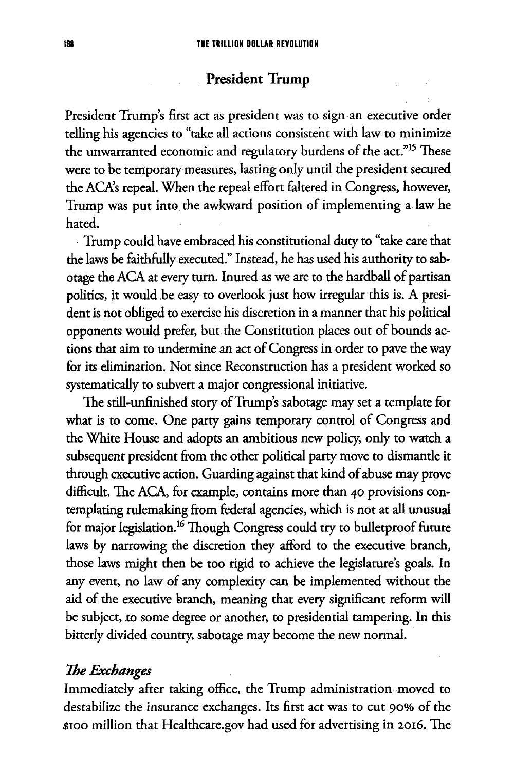## President Trump

President Trump's first act as president was to sign an executive order telling his agencies to "take all actions consistent with law to minimize the unwarranted economic and regulatory burdens of the act."[15] These were to be temporary measures, lasting only until the president secured the ACA's repeal. When the repeal effort faltered in Congress, however, Trump was put into the awkward position of implementing a law he hated.

Trump could have embraced his constitutional duty to "take care that the laws be faithfully executed." Instead, he has used his authority to sabotage the ACA at every turn. Inured as we are to the hardball of partisan politics, it would be easy to overlook just how irregular this is. A president is not obliged to exercise his discretion in a manner that his political opponents would prefer, but the Constitution places out of bounds actions that aim to undermine an act of Congress in order to pave the way for its elimination. Not since Reconstruction has a president worked so systematically to subvert a major congressional initiative.

The still-unfinished story of Trump's sabotage may set a template for what is to come. One party gains temporary control of Congress and the White House and adopts an ambitious new policy, only to watch a subsequent president from the other political party move to dismantle it through executive action. Guarding against that kind of abuse may prove difficult. The ACA, for example, contains more than 40 provisions contemplating rulemaking from federal agencies, which is not at all unusual for major legislation.[16] Though Congress could try to bulletproof future laws by narrowing the discretion they afford to the executive branch, those laws might then be too rigid to achieve the legislature's goals. In any event, no law of any complexity can be implemented without the aid of the executive branch, meaning that every significant reform will be subject, to some degree or another, to presidential tampering. In this bitterly divided country, sabotage may become the new normal.

### *The Exchanges*

Immediately after taking office, the Trump administration moved to destabilize the insurance exchanges. Its first act was to cut 90% of the $100 million that Healthcare.gov had used for advertising in 2016. The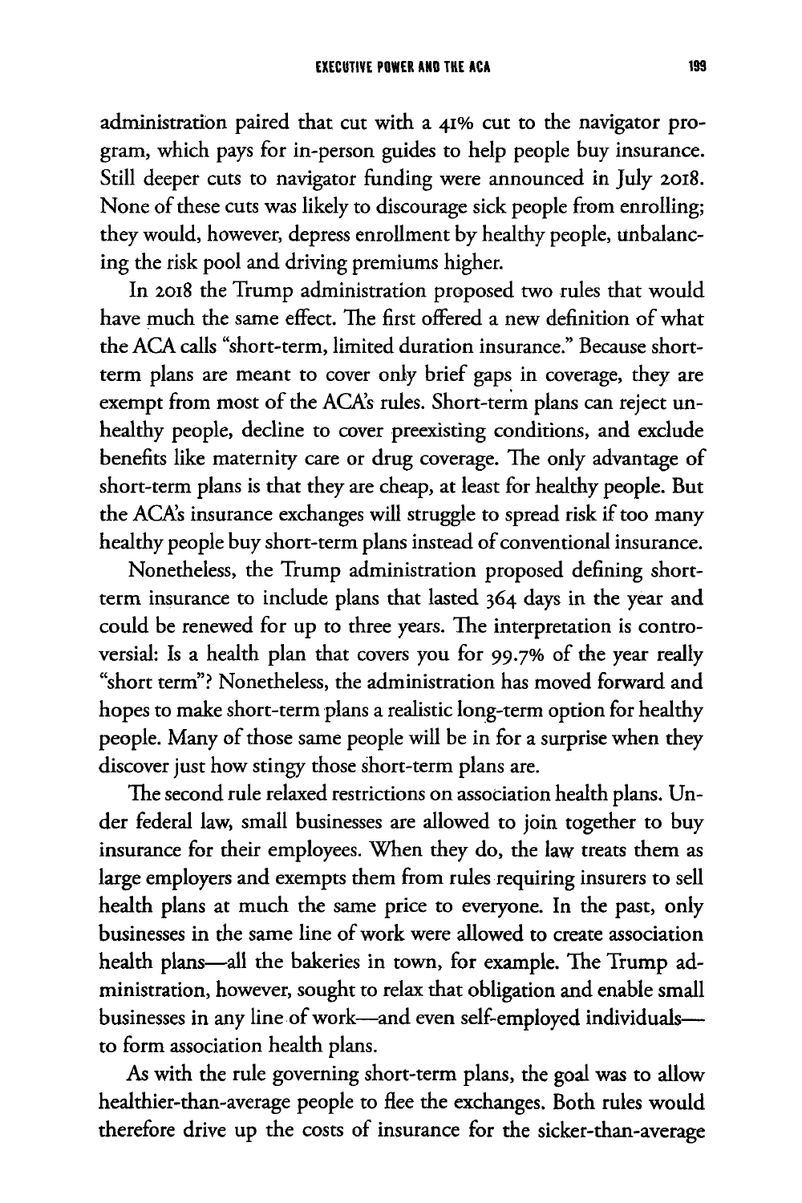administration paired that cut with a 41% cut to the navigator program, which pays for in-person guides to help people buy insurance. Still deeper cuts to navigator funding were announced in July 2018. None of these cuts was likely to discourage sick people from enrolling; they would, however, depress enrollment by healthy people, unbalancing the risk pool and driving premiums higher.

In 2018 the Trump administration proposed two rules that would have much the same effect. The first offered a new definition of what the ACA calls "short-term, limited duration insurance." Because short-term plans are meant to cover only brief gaps in coverage, they are exempt from most of the ACA's rules. Short-term plans can reject unhealthy people, decline to cover preexisting conditions, and exclude benefits like maternity care or drug coverage. The only advantage of short-term plans is that they are cheap, at least for healthy people. But the ACA's insurance exchanges will struggle to spread risk if too many healthy people buy short-term plans instead of conventional insurance.

Nonetheless, the Trump administration proposed defining short-term insurance to include plans that lasted 364 days in the year and could be renewed for up to three years. The interpretation is controversial: Is a health plan that covers you for 99.7% of the year really "short term"? Nonetheless, the administration has moved forward and hopes to make short-term plans a realistic long-term option for healthy people. Many of those same people will be in for a surprise when they discover just how stingy those short-term plans are.

The second rule relaxed restrictions on association health plans. Under federal law, small businesses are allowed to join together to buy insurance for their employees. When they do, the law treats them as large employers and exempts them from rules requiring insurers to sell health plans at much the same price to everyone. In the past, only businesses in the same line of work were allowed to create association health plans—all the bakeries in town, for example. The Trump administration, however, sought to relax that obligation and enable small businesses in any line of work—and even self-employed individuals—to form association health plans.

As with the rule governing short-term plans, the goal was to allow healthier-than-average people to flee the exchanges. Both rules would therefore drive up the costs of insurance for the sicker-than-average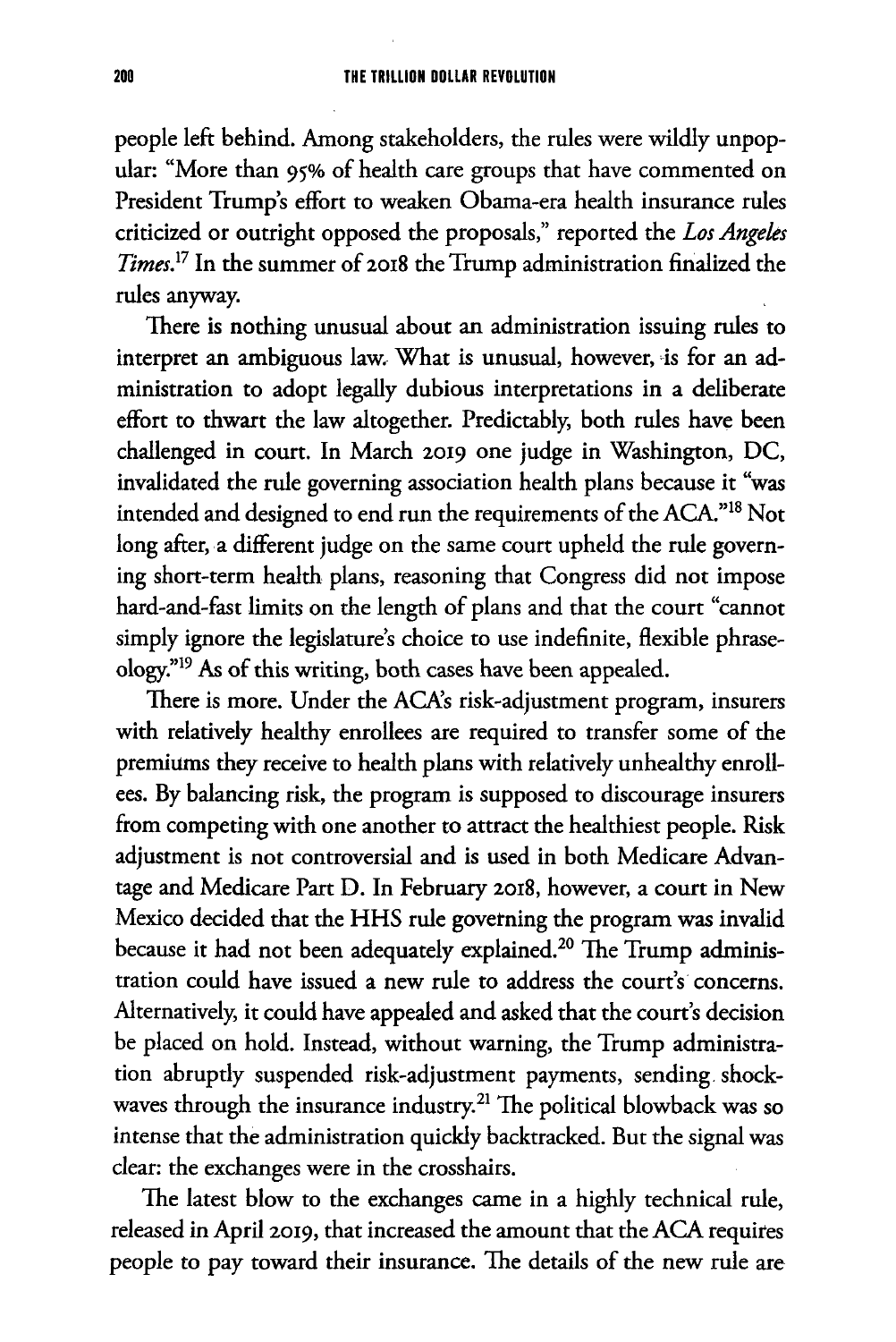people left behind. Among stakeholders, the rules were wildly unpopular: "More than 95% of health care groups that have commented on President Trump's effort to weaken Obama-era health insurance rules criticized or outright opposed the proposals," reported the *Los Angeles Times*.[17] In the summer of 2018 the Trump administration finalized the rules anyway.

There is nothing unusual about an administration issuing rules to interpret an ambiguous law. What is unusual, however, is for an administration to adopt legally dubious interpretations in a deliberate effort to thwart the law altogether. Predictably, both rules have been challenged in court. In March 2019 one judge in Washington, DC, invalidated the rule governing association health plans because it "was intended and designed to end run the requirements of the ACA."[18] Not long after, a different judge on the same court upheld the rule governing short-term health plans, reasoning that Congress did not impose hard-and-fast limits on the length of plans and that the court "cannot simply ignore the legislature's choice to use indefinite, flexible phraseology."[19] As of this writing, both cases have been appealed.

There is more. Under the ACA's risk-adjustment program, insurers with relatively healthy enrollees are required to transfer some of the premiums they receive to health plans with relatively unhealthy enrollees. By balancing risk, the program is supposed to discourage insurers from competing with one another to attract the healthiest people. Risk adjustment is not controversial and is used in both Medicare Advantage and Medicare Part D. In February 2018, however, a court in New Mexico decided that the HHS rule governing the program was invalid because it had not been adequately explained.[20] The Trump administration could have issued a new rule to address the court's concerns. Alternatively, it could have appealed and asked that the court's decision be placed on hold. Instead, without warning, the Trump administration abruptly suspended risk-adjustment payments, sending shockwaves through the insurance industry.[21] The political blowback was so intense that the administration quickly backtracked. But the signal was clear: the exchanges were in the crosshairs.

The latest blow to the exchanges came in a highly technical rule, released in April 2019, that increased the amount that the ACA requires people to pay toward their insurance. The details of the new rule are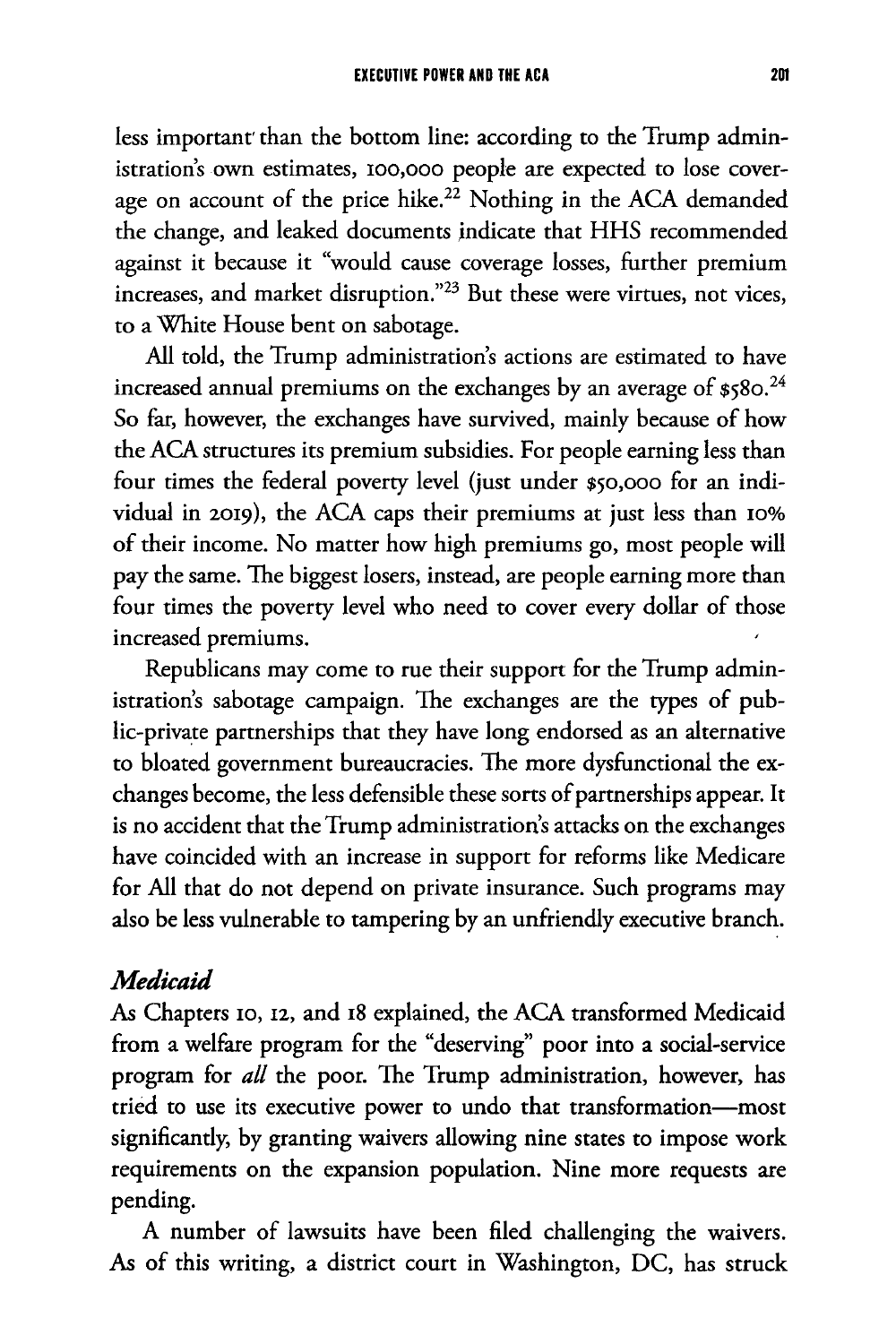less important than the bottom line: according to the Trump administration's own estimates, 100,000 people are expected to lose coverage on account of the price hike.[22] Nothing in the ACA demanded the change, and leaked documents indicate that HHS recommended against it because it "would cause coverage losses, further premium increases, and market disruption."[23] But these were virtues, not vices, to a White House bent on sabotage.

All told, the Trump administration's actions are estimated to have increased annual premiums on the exchanges by an average of $580.[24] So far, however, the exchanges have survived, mainly because of how the ACA structures its premium subsidies. For people earning less than four times the federal poverty level (just under $50,000 for an individual in 2019), the ACA caps their premiums at just less than 10% of their income. No matter how high premiums go, most people will pay the same. The biggest losers, instead, are people earning more than four times the poverty level who need to cover every dollar of those increased premiums.

Republicans may come to rue their support for the Trump administration's sabotage campaign. The exchanges are the types of public-private partnerships that they have long endorsed as an alternative to bloated government bureaucracies. The more dysfunctional the exchanges become, the less defensible these sorts of partnerships appear. It is no accident that the Trump administration's attacks on the exchanges have coincided with an increase in support for reforms like Medicare for All that do not depend on private insurance. Such programs may also be less vulnerable to tampering by an unfriendly executive branch.

## *Medicaid*

As Chapters 10, 12, and 18 explained, the ACA transformed Medicaid from a welfare program for the "deserving" poor into a social-service program for *all* the poor. The Trump administration, however, has tried to use its executive power to undo that transformation—most significantly, by granting waivers allowing nine states to impose work requirements on the expansion population. Nine more requests are pending.

A number of lawsuits have been filed challenging the waivers. As of this writing, a district court in Washington, DC, has struck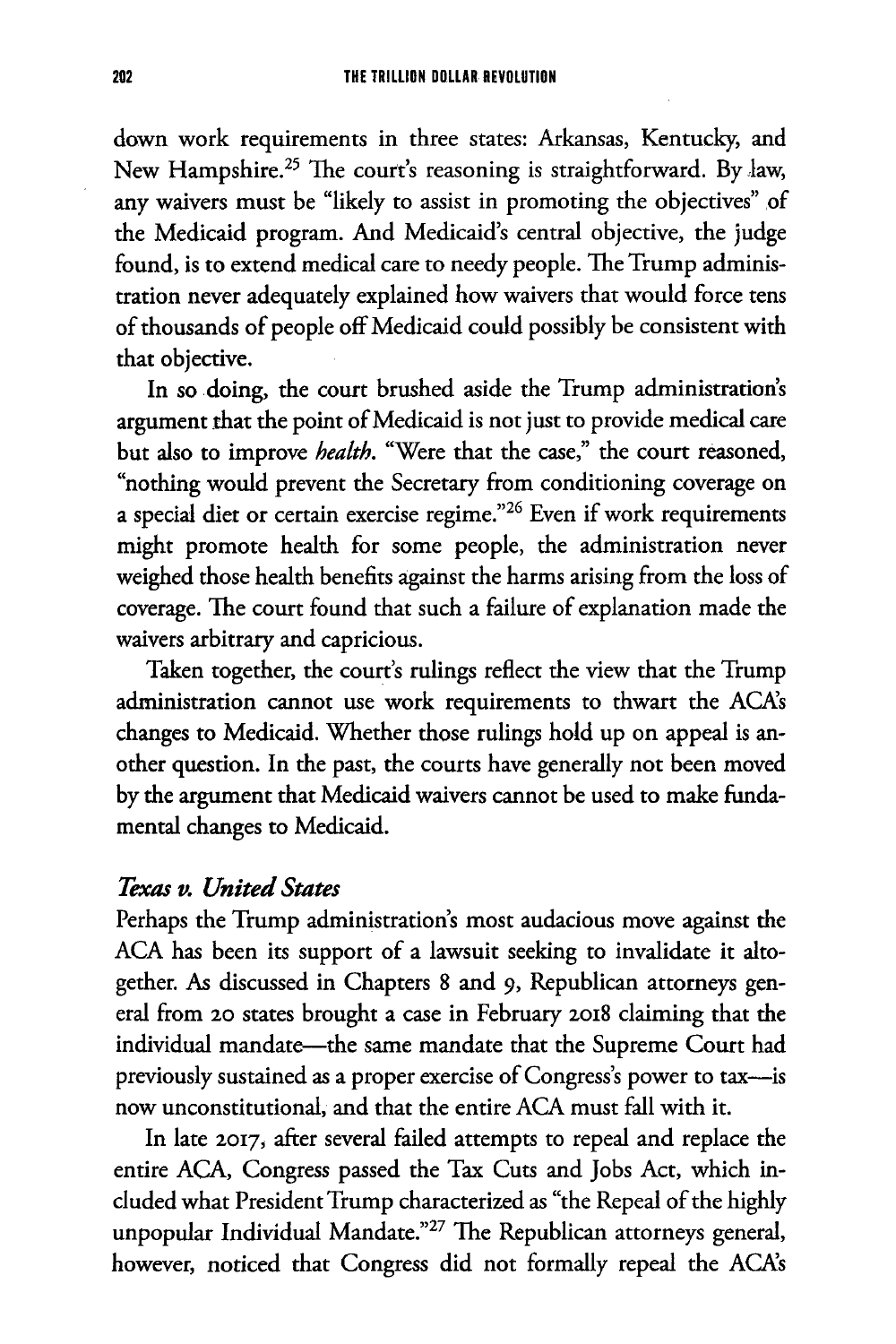down work requirements in three states: Arkansas, Kentucky, and New Hampshire.[25] The court's reasoning is straightforward. By law, any waivers must be "likely to assist in promoting the objectives" of the Medicaid program. And Medicaid's central objective, the judge found, is to extend medical care to needy people. The Trump administration never adequately explained how waivers that would force tens of thousands of people off Medicaid could possibly be consistent with that objective.

In so doing, the court brushed aside the Trump administration's argument that the point of Medicaid is not just to provide medical care but also to improve *health*. "Were that the case," the court reasoned, "nothing would prevent the Secretary from conditioning coverage on a special diet or certain exercise regime."[26] Even if work requirements might promote health for some people, the administration never weighed those health benefits against the harms arising from the loss of coverage. The court found that such a failure of explanation made the waivers arbitrary and capricious.

Taken together, the court's rulings reflect the view that the Trump administration cannot use work requirements to thwart the ACA's changes to Medicaid. Whether those rulings hold up on appeal is another question. In the past, the courts have generally not been moved by the argument that Medicaid waivers cannot be used to make fundamental changes to Medicaid.

### *Texas v. United States*

Perhaps the Trump administration's most audacious move against the ACA has been its support of a lawsuit seeking to invalidate it altogether. As discussed in Chapters 8 and 9, Republican attorneys general from 20 states brought a case in February 2018 claiming that the individual mandate—the same mandate that the Supreme Court had previously sustained as a proper exercise of Congress's power to tax—is now unconstitutional, and that the entire ACA must fall with it.

In late 2017, after several failed attempts to repeal and replace the entire ACA, Congress passed the Tax Cuts and Jobs Act, which included what President Trump characterized as "the Repeal of the highly unpopular Individual Mandate."[27] The Republican attorneys general, however, noticed that Congress did not formally repeal the ACA's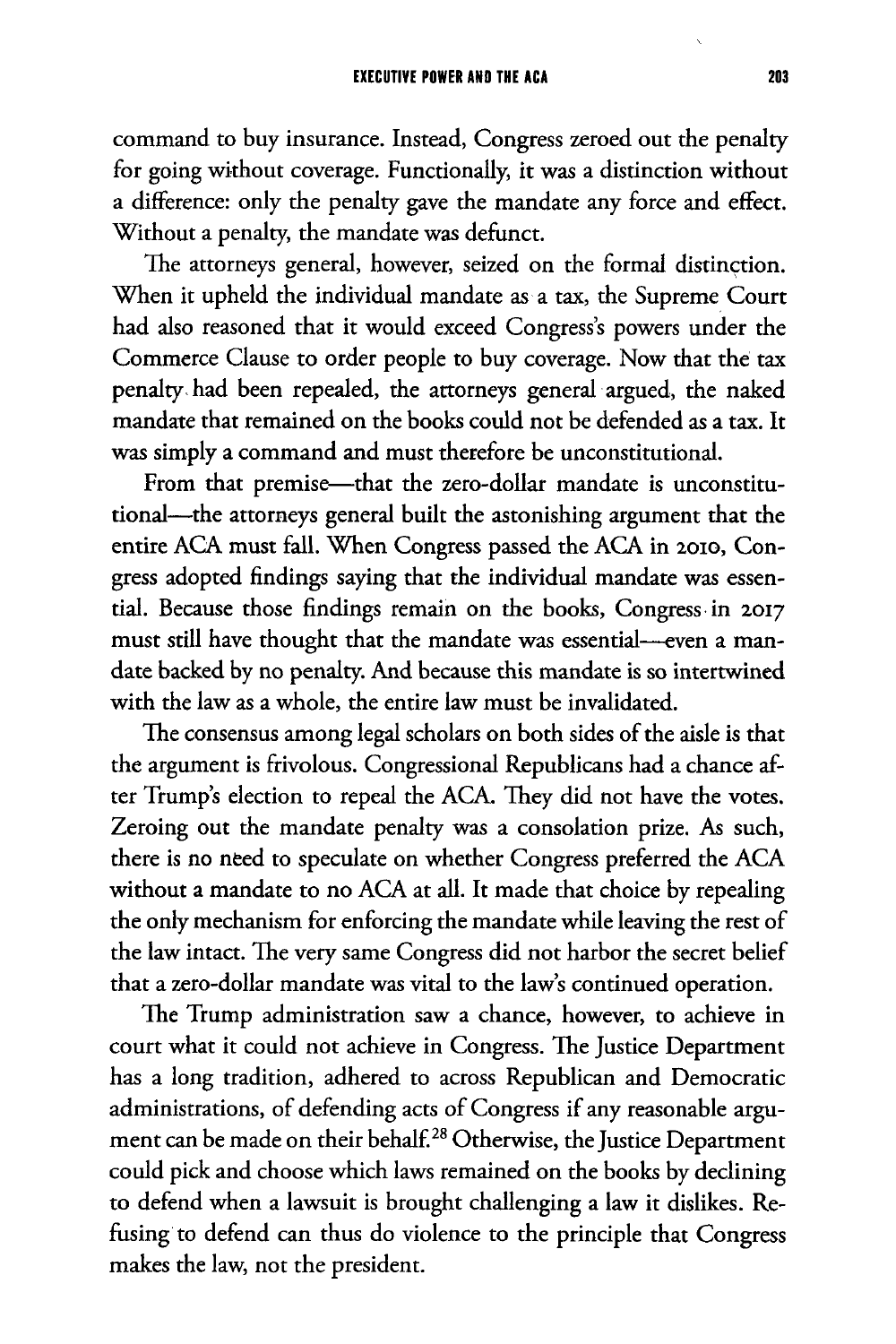command to buy insurance. Instead, Congress zeroed out the penalty for going without coverage. Functionally, it was a distinction without a difference: only the penalty gave the mandate any force and effect. Without a penalty, the mandate was defunct.

The attorneys general, however, seized on the formal distinction. When it upheld the individual mandate as a tax, the Supreme Court had also reasoned that it would exceed Congress's powers under the Commerce Clause to order people to buy coverage. Now that the tax penalty had been repealed, the attorneys general argued, the naked mandate that remained on the books could not be defended as a tax. It was simply a command and must therefore be unconstitutional.

From that premise—that the zero-dollar mandate is unconstitutional—the attorneys general built the astonishing argument that the entire ACA must fall. When Congress passed the ACA in 2010, Congress adopted findings saying that the individual mandate was essential. Because those findings remain on the books, Congress in 2017 must still have thought that the mandate was essential—even a mandate backed by no penalty. And because this mandate is so intertwined with the law as a whole, the entire law must be invalidated.

The consensus among legal scholars on both sides of the aisle is that the argument is frivolous. Congressional Republicans had a chance after Trump's election to repeal the ACA. They did not have the votes. Zeroing out the mandate penalty was a consolation prize. As such, there is no need to speculate on whether Congress preferred the ACA without a mandate to no ACA at all. It made that choice by repealing the only mechanism for enforcing the mandate while leaving the rest of the law intact. The very same Congress did not harbor the secret belief that a zero-dollar mandate was vital to the law's continued operation.

The Trump administration saw a chance, however, to achieve in court what it could not achieve in Congress. The Justice Department has a long tradition, adhered to across Republican and Democratic administrations, of defending acts of Congress if any reasonable argument can be made on their behalf.[28] Otherwise, the Justice Department could pick and choose which laws remained on the books by declining to defend when a lawsuit is brought challenging a law it dislikes. Refusing to defend can thus do violence to the principle that Congress makes the law, not the president.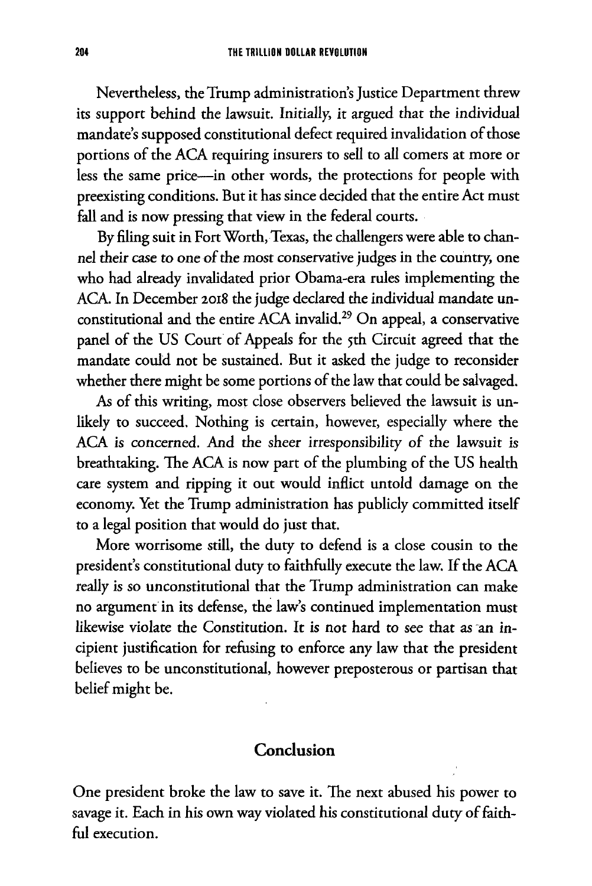Nevertheless, the Trump administration's Justice Department threw its support behind the lawsuit. Initially, it argued that the individual mandate's supposed constitutional defect required invalidation of those portions of the ACA requiring insurers to sell to all comers at more or less the same price—in other words, the protections for people with preexisting conditions. But it has since decided that the entire Act must fall and is now pressing that view in the federal courts.

By filing suit in Fort Worth, Texas, the challengers were able to channel their case to one of the most conservative judges in the country, one who had already invalidated prior Obama-era rules implementing the ACA. In December 2018 the judge declared the individual mandate unconstitutional and the entire ACA invalid.[29] On appeal, a conservative panel of the US Court of Appeals for the 5th Circuit agreed that the mandate could not be sustained. But it asked the judge to reconsider whether there might be some portions of the law that could be salvaged.

As of this writing, most close observers believed the lawsuit is unlikely to succeed. Nothing is certain, however, especially where the ACA is concerned. And the sheer irresponsibility of the lawsuit is breathtaking. The ACA is now part of the plumbing of the US health care system and ripping it out would inflict untold damage on the economy. Yet the Trump administration has publicly committed itself to a legal position that would do just that.

More worrisome still, the duty to defend is a close cousin to the president's constitutional duty to faithfully execute the law. If the ACA really is so unconstitutional that the Trump administration can make no argument in its defense, the law's continued implementation must likewise violate the Constitution. It is not hard to see that as an incipient justification for refusing to enforce any law that the president believes to be unconstitutional, however preposterous or partisan that belief might be.

## Conclusion

One president broke the law to save it. The next abused his power to savage it. Each in his own way violated his constitutional duty of faithful execution.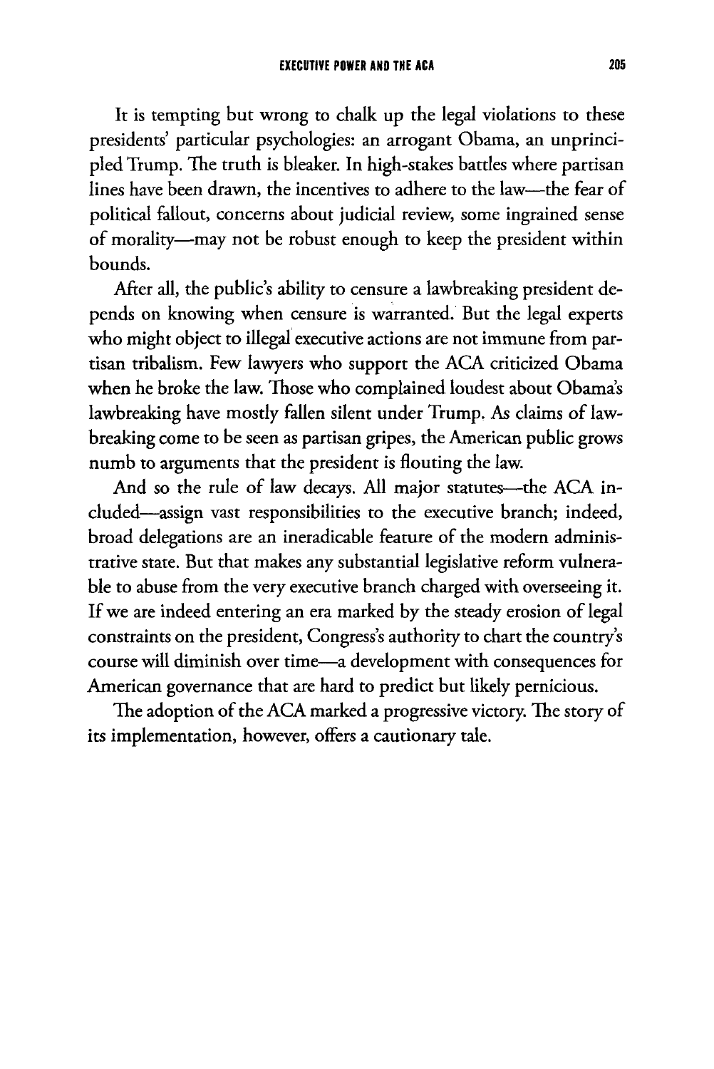It is tempting but wrong to chalk up the legal violations to these presidents' particular psychologies: an arrogant Obama, an unprincipled Trump. The truth is bleaker. In high-stakes battles where partisan lines have been drawn, the incentives to adhere to the law—the fear of political fallout, concerns about judicial review, some ingrained sense of morality—may not be robust enough to keep the president within bounds.

After all, the public's ability to censure a lawbreaking president depends on knowing when censure is warranted. But the legal experts who might object to illegal executive actions are not immune from partisan tribalism. Few lawyers who support the ACA criticized Obama when he broke the law. Those who complained loudest about Obama's lawbreaking have mostly fallen silent under Trump. As claims of lawbreaking come to be seen as partisan gripes, the American public grows numb to arguments that the president is flouting the law.

And so the rule of law decays. All major statutes—the ACA included—assign vast responsibilities to the executive branch; indeed, broad delegations are an ineradicable feature of the modern administrative state. But that makes any substantial legislative reform vulnerable to abuse from the very executive branch charged with overseeing it. If we are indeed entering an era marked by the steady erosion of legal constraints on the president, Congress's authority to chart the country's course will diminish over time—a development with consequences for American governance that are hard to predict but likely pernicious.

The adoption of the ACA marked a progressive victory. The story of its implementation, however, offers a cautionary tale.